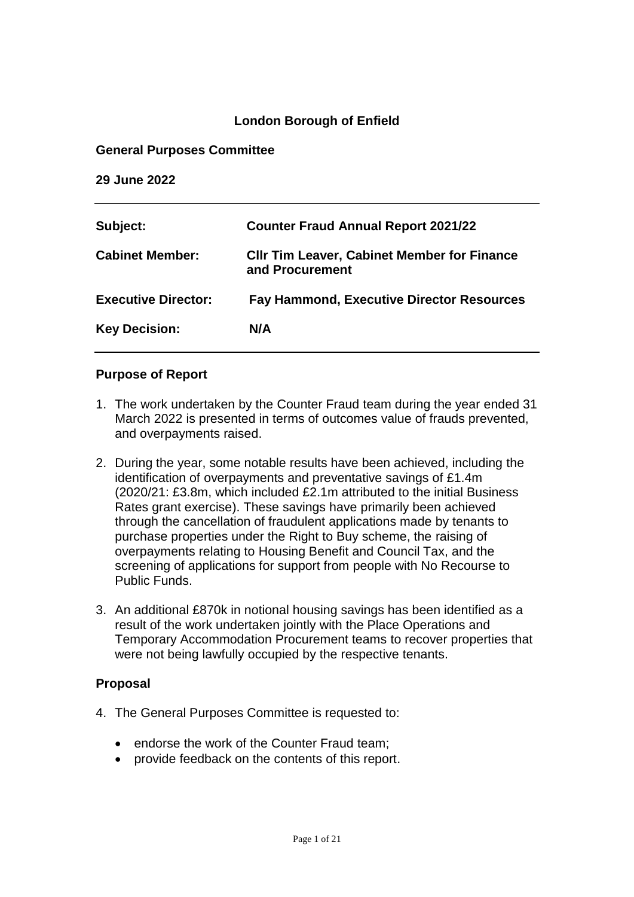# London Borough of Enfield

**General Purposes Committee**

**29 June 2022**

| | |
|---|---|
| **Subject:** | **Counter Fraud Annual Report 2021/22** |
| **Cabinet Member:** | **Cllr Tim Leaver, Cabinet Member for Finance and Procurement** |
| **Executive Director:** | **Fay Hammond, Executive Director Resources** |
| **Key Decision:** | **N/A** |

## Purpose of Report

1. The work undertaken by the Counter Fraud team during the year ended 31 March 2022 is presented in terms of outcomes value of frauds prevented, and overpayments raised.

2. During the year, some notable results have been achieved, including the identification of overpayments and preventative savings of £1.4m (2020/21: £3.8m, which included £2.1m attributed to the initial Business Rates grant exercise). These savings have primarily been achieved through the cancellation of fraudulent applications made by tenants to purchase properties under the Right to Buy scheme, the raising of overpayments relating to Housing Benefit and Council Tax, and the screening of applications for support from people with No Recourse to Public Funds.

3. An additional £870k in notional housing savings has been identified as a result of the work undertaken jointly with the Place Operations and Temporary Accommodation Procurement teams to recover properties that were not being lawfully occupied by the respective tenants.

## Proposal

4. The General Purposes Committee is requested to:

   - endorse the work of the Counter Fraud team;
   - provide feedback on the contents of this report.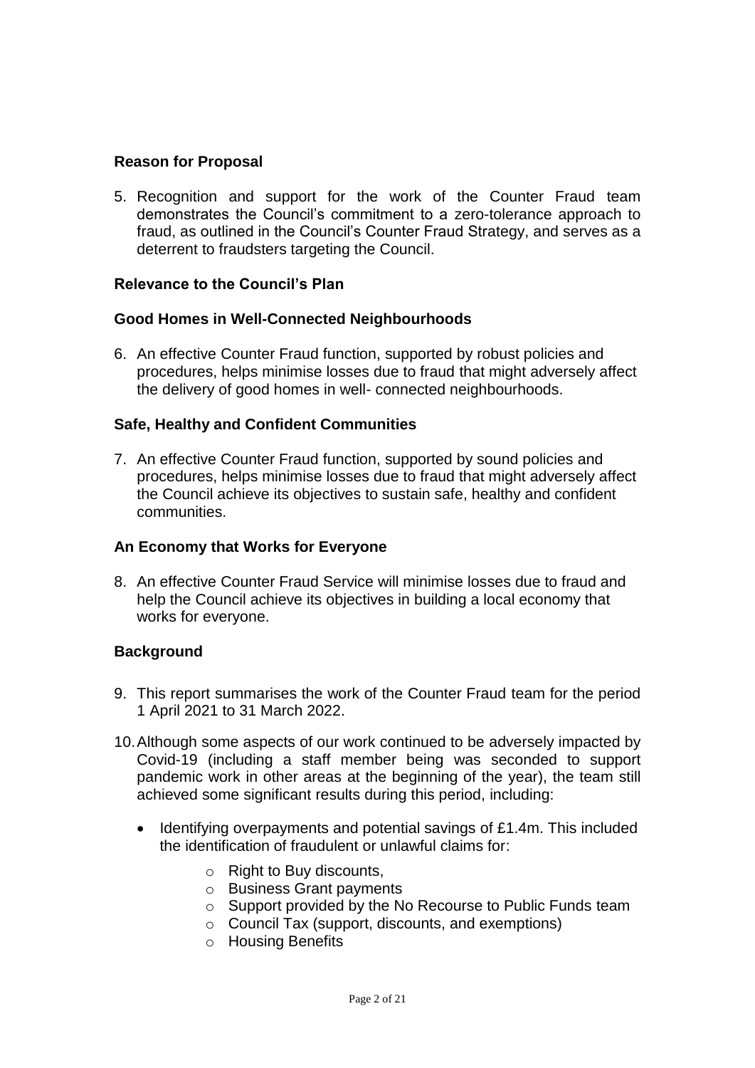## Reason for Proposal

5. Recognition and support for the work of the Counter Fraud team demonstrates the Council's commitment to a zero-tolerance approach to fraud, as outlined in the Council's Counter Fraud Strategy, and serves as a deterrent to fraudsters targeting the Council.

## Relevance to the Council's Plan

### Good Homes in Well-Connected Neighbourhoods

6. An effective Counter Fraud function, supported by robust policies and procedures, helps minimise losses due to fraud that might adversely affect the delivery of good homes in well- connected neighbourhoods.

### Safe, Healthy and Confident Communities

7. An effective Counter Fraud function, supported by sound policies and procedures, helps minimise losses due to fraud that might adversely affect the Council achieve its objectives to sustain safe, healthy and confident communities.

### An Economy that Works for Everyone

8. An effective Counter Fraud Service will minimise losses due to fraud and help the Council achieve its objectives in building a local economy that works for everyone.

## Background

9. This report summarises the work of the Counter Fraud team for the period 1 April 2021 to 31 March 2022.

10. Although some aspects of our work continued to be adversely impacted by Covid-19 (including a staff member being was seconded to support pandemic work in other areas at the beginning of the year), the team still achieved some significant results during this period, including:

    - Identifying overpayments and potential savings of £1.4m. This included the identification of fraudulent or unlawful claims for:
        - Right to Buy discounts,
        - Business Grant payments
        - Support provided by the No Recourse to Public Funds team
        - Council Tax (support, discounts, and exemptions)
        - Housing Benefits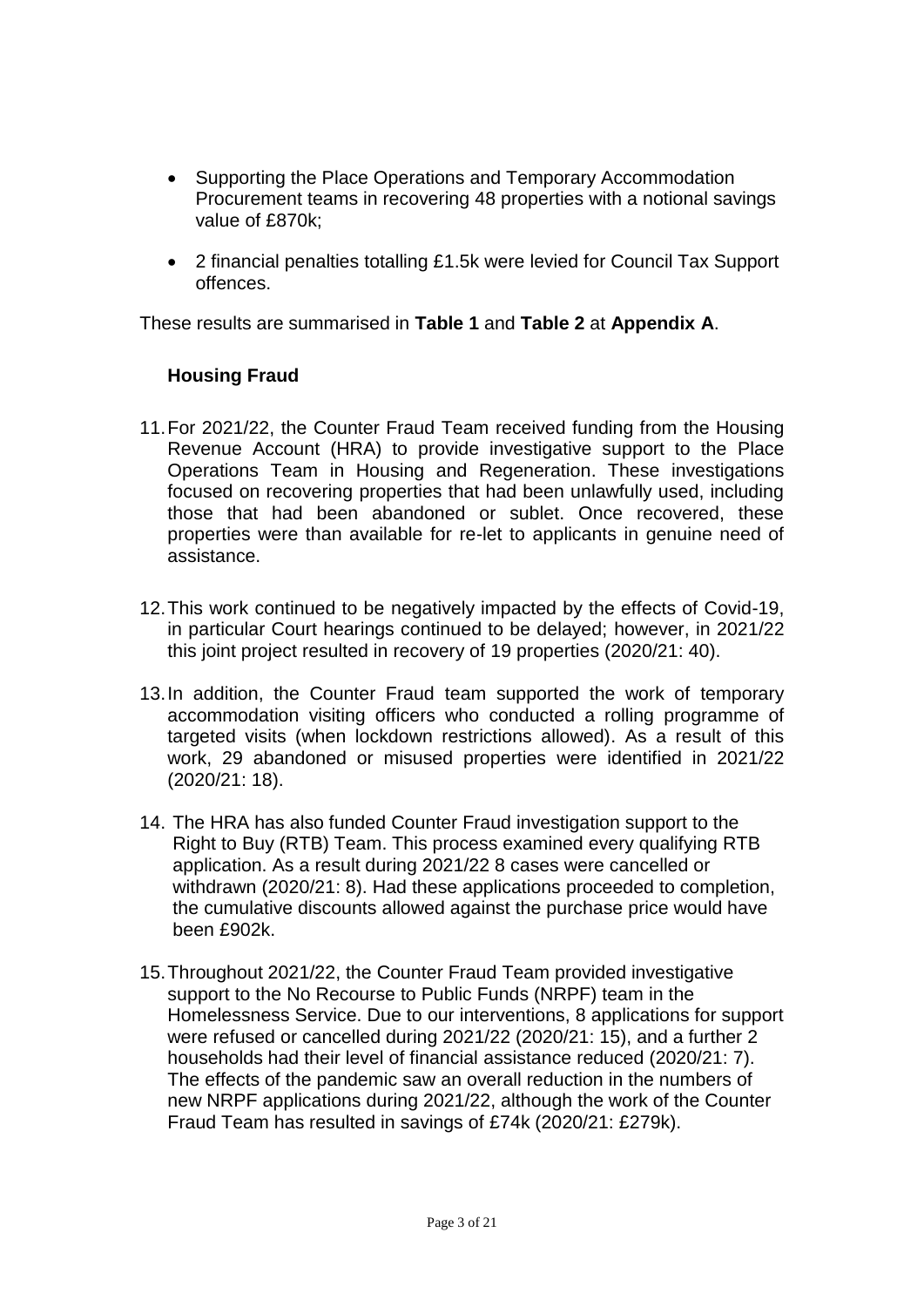- Supporting the Place Operations and Temporary Accommodation Procurement teams in recovering 48 properties with a notional savings value of £870k;
- 2 financial penalties totalling £1.5k were levied for Council Tax Support offences.

These results are summarised in **Table 1** and **Table 2** at **Appendix A**.

### Housing Fraud

11. For 2021/22, the Counter Fraud Team received funding from the Housing Revenue Account (HRA) to provide investigative support to the Place Operations Team in Housing and Regeneration. These investigations focused on recovering properties that had been unlawfully used, including those that had been abandoned or sublet. Once recovered, these properties were than available for re-let to applicants in genuine need of assistance.

12. This work continued to be negatively impacted by the effects of Covid-19, in particular Court hearings continued to be delayed; however, in 2021/22 this joint project resulted in recovery of 19 properties (2020/21: 40).

13. In addition, the Counter Fraud team supported the work of temporary accommodation visiting officers who conducted a rolling programme of targeted visits (when lockdown restrictions allowed). As a result of this work, 29 abandoned or misused properties were identified in 2021/22 (2020/21: 18).

14. The HRA has also funded Counter Fraud investigation support to the Right to Buy (RTB) Team. This process examined every qualifying RTB application. As a result during 2021/22 8 cases were cancelled or withdrawn (2020/21: 8). Had these applications proceeded to completion, the cumulative discounts allowed against the purchase price would have been £902k.

15. Throughout 2021/22, the Counter Fraud Team provided investigative support to the No Recourse to Public Funds (NRPF) team in the Homelessness Service. Due to our interventions, 8 applications for support were refused or cancelled during 2021/22 (2020/21: 15), and a further 2 households had their level of financial assistance reduced (2020/21: 7). The effects of the pandemic saw an overall reduction in the numbers of new NRPF applications during 2021/22, although the work of the Counter Fraud Team has resulted in savings of £74k (2020/21: £279k).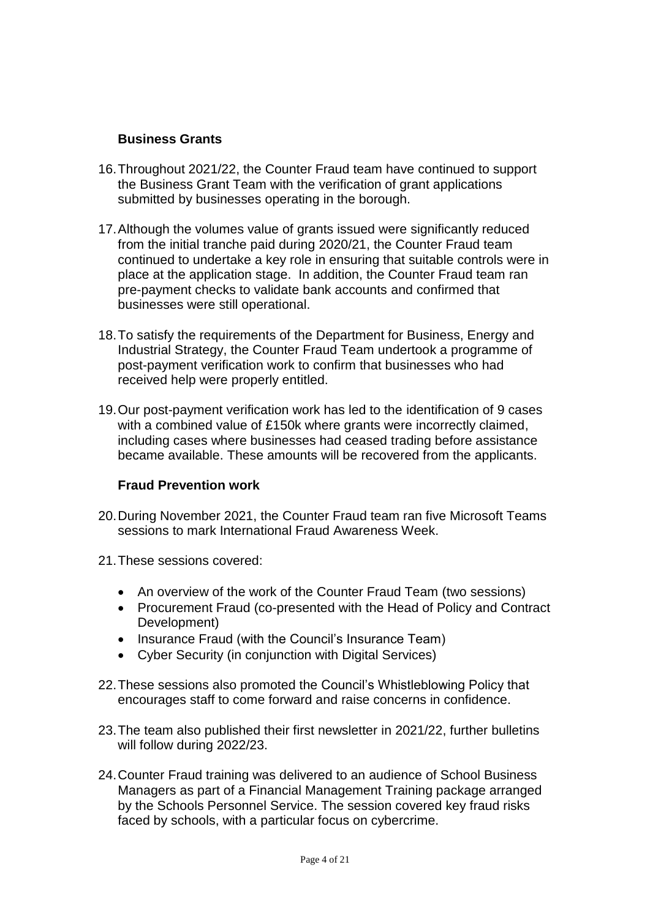### Business Grants

16. Throughout 2021/22, the Counter Fraud team have continued to support the Business Grant Team with the verification of grant applications submitted by businesses operating in the borough.

17. Although the volumes value of grants issued were significantly reduced from the initial tranche paid during 2020/21, the Counter Fraud team continued to undertake a key role in ensuring that suitable controls were in place at the application stage. In addition, the Counter Fraud team ran pre-payment checks to validate bank accounts and confirmed that businesses were still operational.

18. To satisfy the requirements of the Department for Business, Energy and Industrial Strategy, the Counter Fraud Team undertook a programme of post-payment verification work to confirm that businesses who had received help were properly entitled.

19. Our post-payment verification work has led to the identification of 9 cases with a combined value of £150k where grants were incorrectly claimed, including cases where businesses had ceased trading before assistance became available. These amounts will be recovered from the applicants.

### Fraud Prevention work

20. During November 2021, the Counter Fraud team ran five Microsoft Teams sessions to mark International Fraud Awareness Week.

21. These sessions covered:

    - An overview of the work of the Counter Fraud Team (two sessions)
    - Procurement Fraud (co-presented with the Head of Policy and Contract Development)
    - Insurance Fraud (with the Council's Insurance Team)
    - Cyber Security (in conjunction with Digital Services)

22. These sessions also promoted the Council's Whistleblowing Policy that encourages staff to come forward and raise concerns in confidence.

23. The team also published their first newsletter in 2021/22, further bulletins will follow during 2022/23.

24. Counter Fraud training was delivered to an audience of School Business Managers as part of a Financial Management Training package arranged by the Schools Personnel Service. The session covered key fraud risks faced by schools, with a particular focus on cybercrime.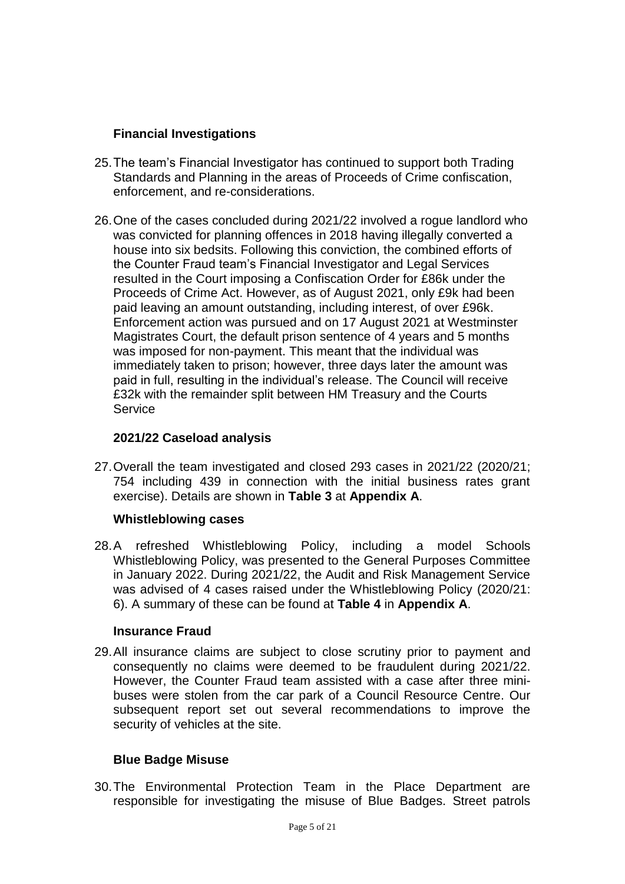### Financial Investigations

25. The team's Financial Investigator has continued to support both Trading Standards and Planning in the areas of Proceeds of Crime confiscation, enforcement, and re-considerations.

26. One of the cases concluded during 2021/22 involved a rogue landlord who was convicted for planning offences in 2018 having illegally converted a house into six bedsits. Following this conviction, the combined efforts of the Counter Fraud team's Financial Investigator and Legal Services resulted in the Court imposing a Confiscation Order for £86k under the Proceeds of Crime Act. However, as of August 2021, only £9k had been paid leaving an amount outstanding, including interest, of over £96k. Enforcement action was pursued and on 17 August 2021 at Westminster Magistrates Court, the default prison sentence of 4 years and 5 months was imposed for non-payment. This meant that the individual was immediately taken to prison; however, three days later the amount was paid in full, resulting in the individual's release. The Council will receive £32k with the remainder split between HM Treasury and the Courts Service

### 2021/22 Caseload analysis

27. Overall the team investigated and closed 293 cases in 2021/22 (2020/21; 754 including 439 in connection with the initial business rates grant exercise). Details are shown in **Table 3** at **Appendix A**.

### Whistleblowing cases

28. A refreshed Whistleblowing Policy, including a model Schools Whistleblowing Policy, was presented to the General Purposes Committee in January 2022. During 2021/22, the Audit and Risk Management Service was advised of 4 cases raised under the Whistleblowing Policy (2020/21: 6). A summary of these can be found at **Table 4** in **Appendix A**.

### Insurance Fraud

29. All insurance claims are subject to close scrutiny prior to payment and consequently no claims were deemed to be fraudulent during 2021/22. However, the Counter Fraud team assisted with a case after three mini-buses were stolen from the car park of a Council Resource Centre. Our subsequent report set out several recommendations to improve the security of vehicles at the site.

### Blue Badge Misuse

30. The Environmental Protection Team in the Place Department are responsible for investigating the misuse of Blue Badges. Street patrols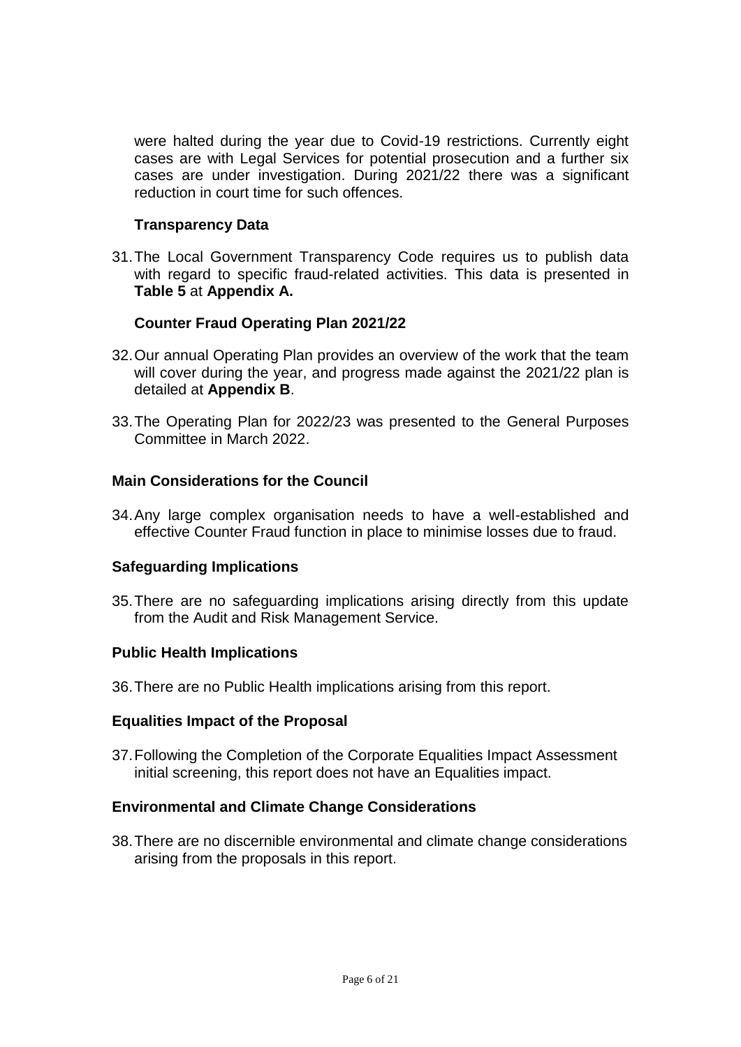were halted during the year due to Covid-19 restrictions. Currently eight cases are with Legal Services for potential prosecution and a further six cases are under investigation. During 2021/22 there was a significant reduction in court time for such offences.

### Transparency Data

31. The Local Government Transparency Code requires us to publish data with regard to specific fraud-related activities. This data is presented in **Table 5** at **Appendix A.**

### Counter Fraud Operating Plan 2021/22

32. Our annual Operating Plan provides an overview of the work that the team will cover during the year, and progress made against the 2021/22 plan is detailed at **Appendix B**.

33. The Operating Plan for 2022/23 was presented to the General Purposes Committee in March 2022.

## Main Considerations for the Council

34. Any large complex organisation needs to have a well-established and effective Counter Fraud function in place to minimise losses due to fraud.

## Safeguarding Implications

35. There are no safeguarding implications arising directly from this update from the Audit and Risk Management Service.

## Public Health Implications

36. There are no Public Health implications arising from this report.

## Equalities Impact of the Proposal

37. Following the Completion of the Corporate Equalities Impact Assessment initial screening, this report does not have an Equalities impact.

## Environmental and Climate Change Considerations

38. There are no discernible environmental and climate change considerations arising from the proposals in this report.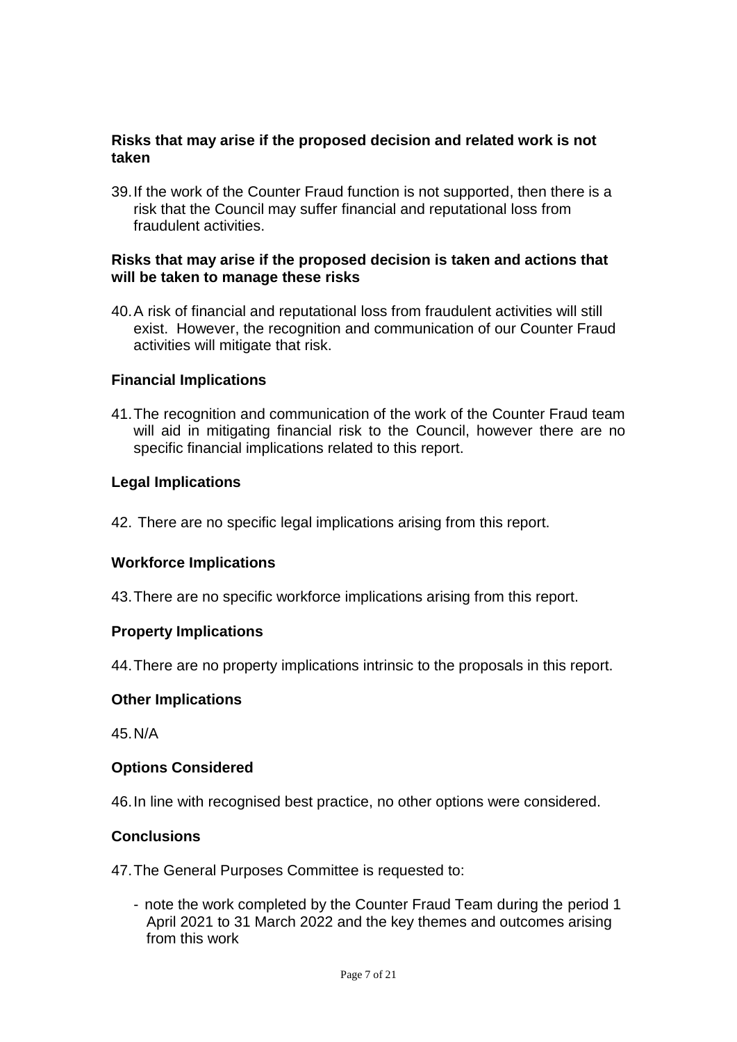**Risks that may arise if the proposed decision and related work is not taken**

39. If the work of the Counter Fraud function is not supported, then there is a risk that the Council may suffer financial and reputational loss from fraudulent activities.

**Risks that may arise if the proposed decision is taken and actions that will be taken to manage these risks**

40. A risk of financial and reputational loss from fraudulent activities will still exist. However, the recognition and communication of our Counter Fraud activities will mitigate that risk.

**Financial Implications**

41. The recognition and communication of the work of the Counter Fraud team will aid in mitigating financial risk to the Council, however there are no specific financial implications related to this report.

**Legal Implications**

42. There are no specific legal implications arising from this report.

**Workforce Implications**

43. There are no specific workforce implications arising from this report.

**Property Implications**

44. There are no property implications intrinsic to the proposals in this report.

**Other Implications**

45. N/A

**Options Considered**

46. In line with recognised best practice, no other options were considered.

**Conclusions**

47. The General Purposes Committee is requested to:

- note the work completed by the Counter Fraud Team during the period 1 April 2021 to 31 March 2022 and the key themes and outcomes arising from this work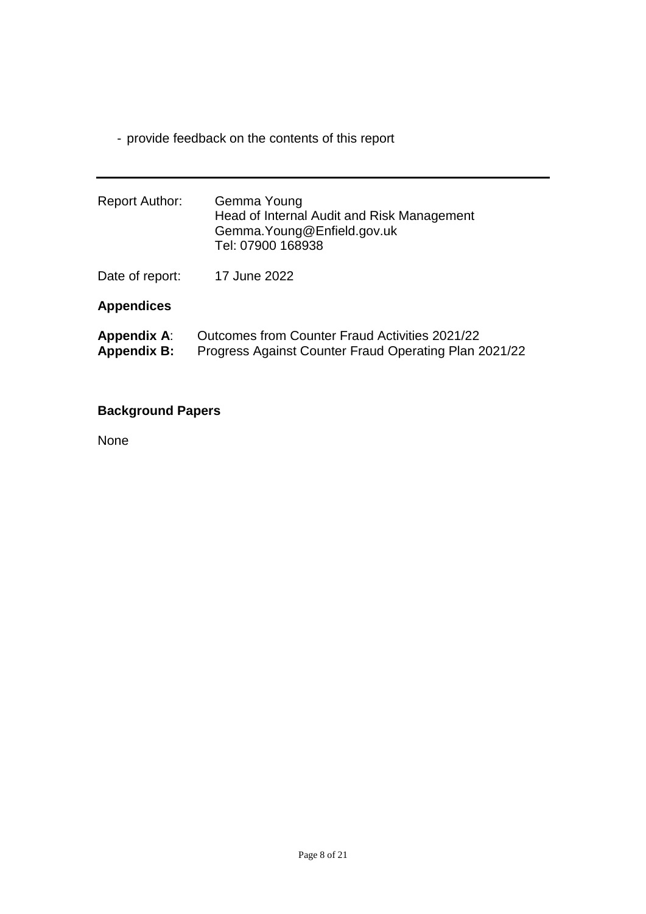- provide feedback on the contents of this report

---

Report Author: Gemma Young
Head of Internal Audit and Risk Management
Gemma.Young@Enfield.gov.uk
Tel: 07900 168938

Date of report: 17 June 2022

**Appendices**

**Appendix A**: Outcomes from Counter Fraud Activities 2021/22
**Appendix B:** Progress Against Counter Fraud Operating Plan 2021/22

**Background Papers**

None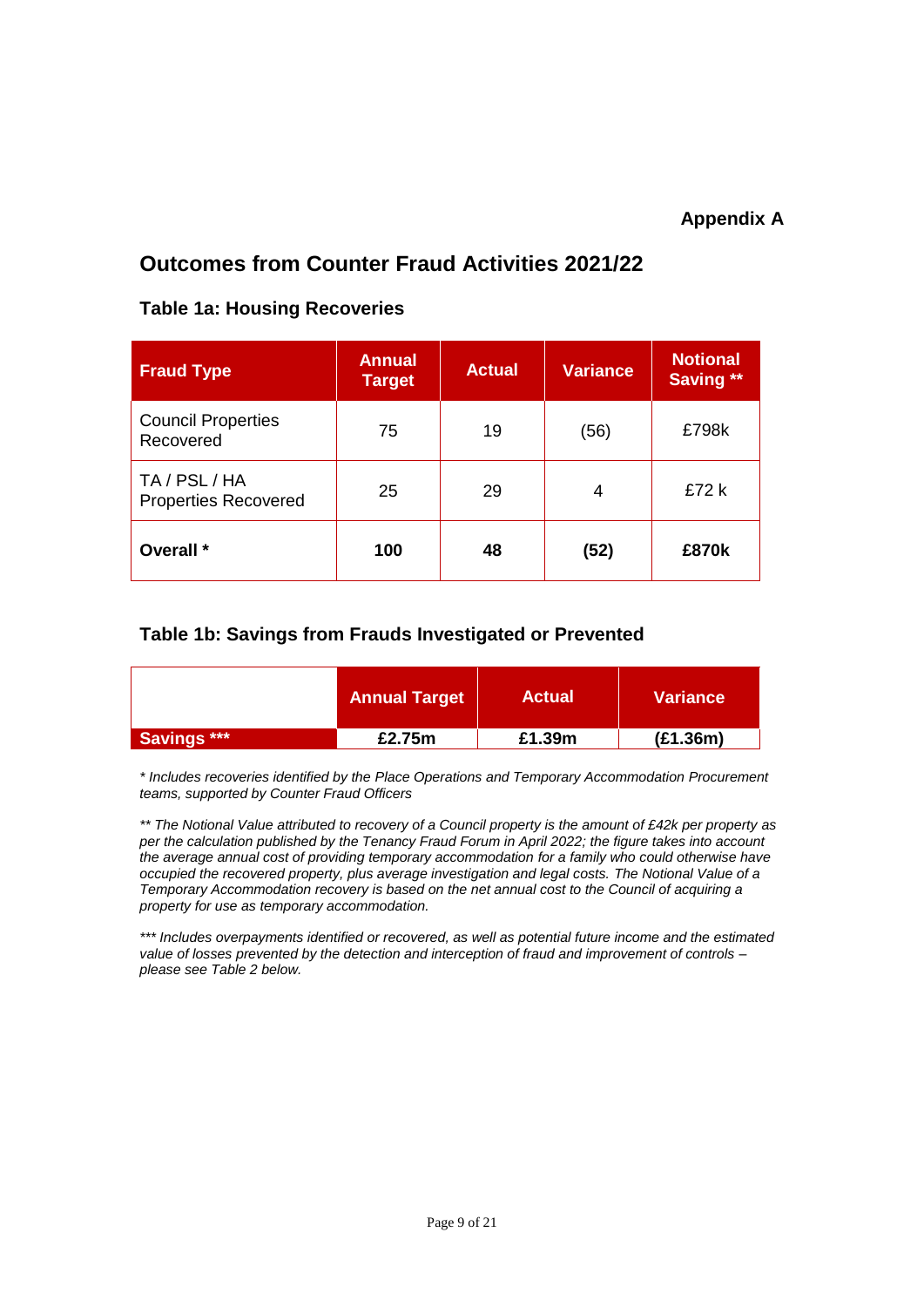**Appendix A**

## Outcomes from Counter Fraud Activities 2021/22

### Table 1a: Housing Recoveries

| Fraud Type | Annual Target | Actual | Variance | Notional Saving ** |
|---|---|---|---|---|
| Council Properties Recovered | 75 | 19 | (56) | £798k |
| TA / PSL / HA Properties Recovered | 25 | 29 | 4 | £72 k |
| **Overall *** | **100** | **48** | **(52)** | **£870k** |

### Table 1b: Savings from Frauds Investigated or Prevented

| | Annual Target | Actual | Variance |
|---|---|---|---|
| **Savings ***** | **£2.75m** | **£1.39m** | **(£1.36m)** |

*\* Includes recoveries identified by the Place Operations and Temporary Accommodation Procurement teams, supported by Counter Fraud Officers*

*\*\* The Notional Value attributed to recovery of a Council property is the amount of £42k per property as per the calculation published by the Tenancy Fraud Forum in April 2022; the figure takes into account the average annual cost of providing temporary accommodation for a family who could otherwise have occupied the recovered property, plus average investigation and legal costs. The Notional Value of a Temporary Accommodation recovery is based on the net annual cost to the Council of acquiring a property for use as temporary accommodation.*

*\*\*\* Includes overpayments identified or recovered, as well as potential future income and the estimated value of losses prevented by the detection and interception of fraud and improvement of controls – please see Table 2 below.*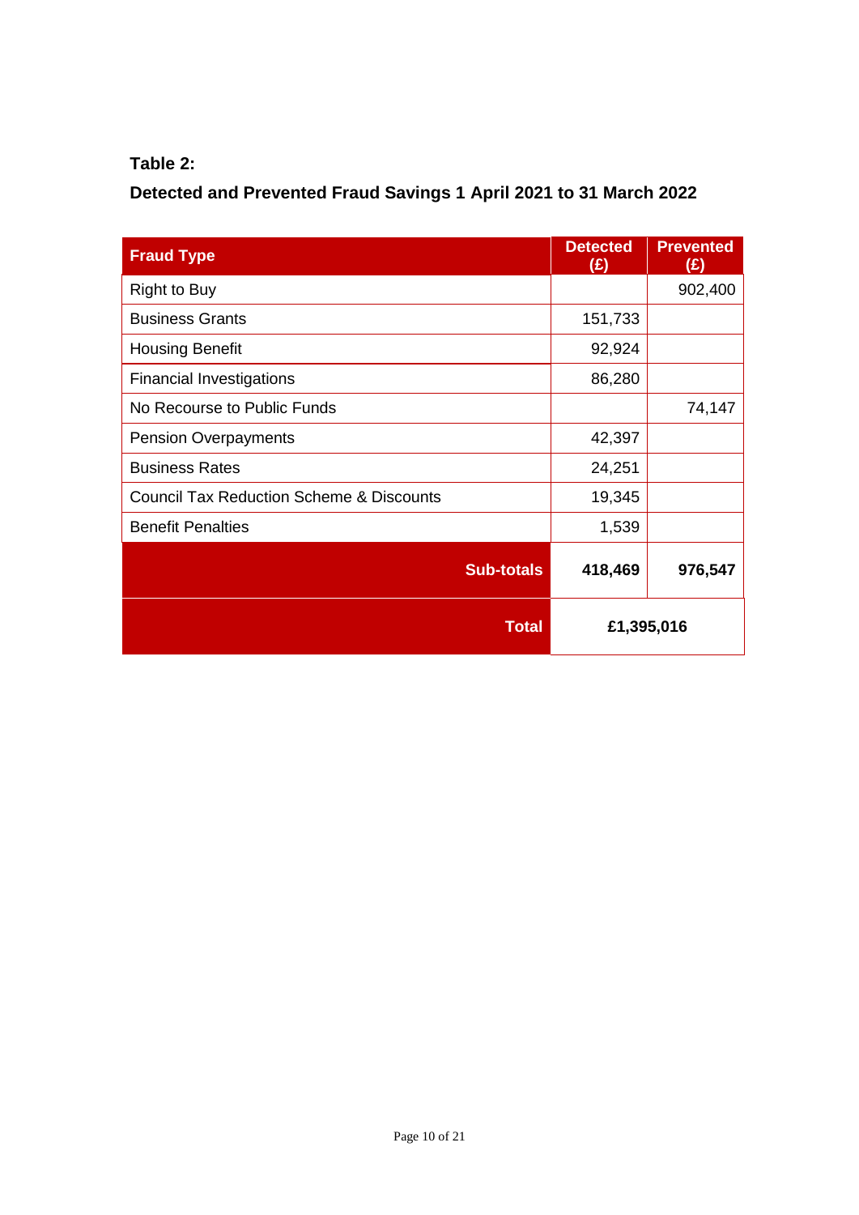**Table 2:**

**Detected and Prevented Fraud Savings 1 April 2021 to 31 March 2022**

| Fraud Type | Detected (£) | Prevented (£) |
|---|---|---|
| Right to Buy | | 902,400 |
| Business Grants | 151,733 | |
| Housing Benefit | 92,924 | |
| Financial Investigations | 86,280 | |
| No Recourse to Public Funds | | 74,147 |
| Pension Overpayments | 42,397 | |
| Business Rates | 24,251 | |
| Council Tax Reduction Scheme & Discounts | 19,345 | |
| Benefit Penalties | 1,539 | |
| **Sub-totals** | **418,469** | **976,547** |
| **Total** | **£1,395,016** | |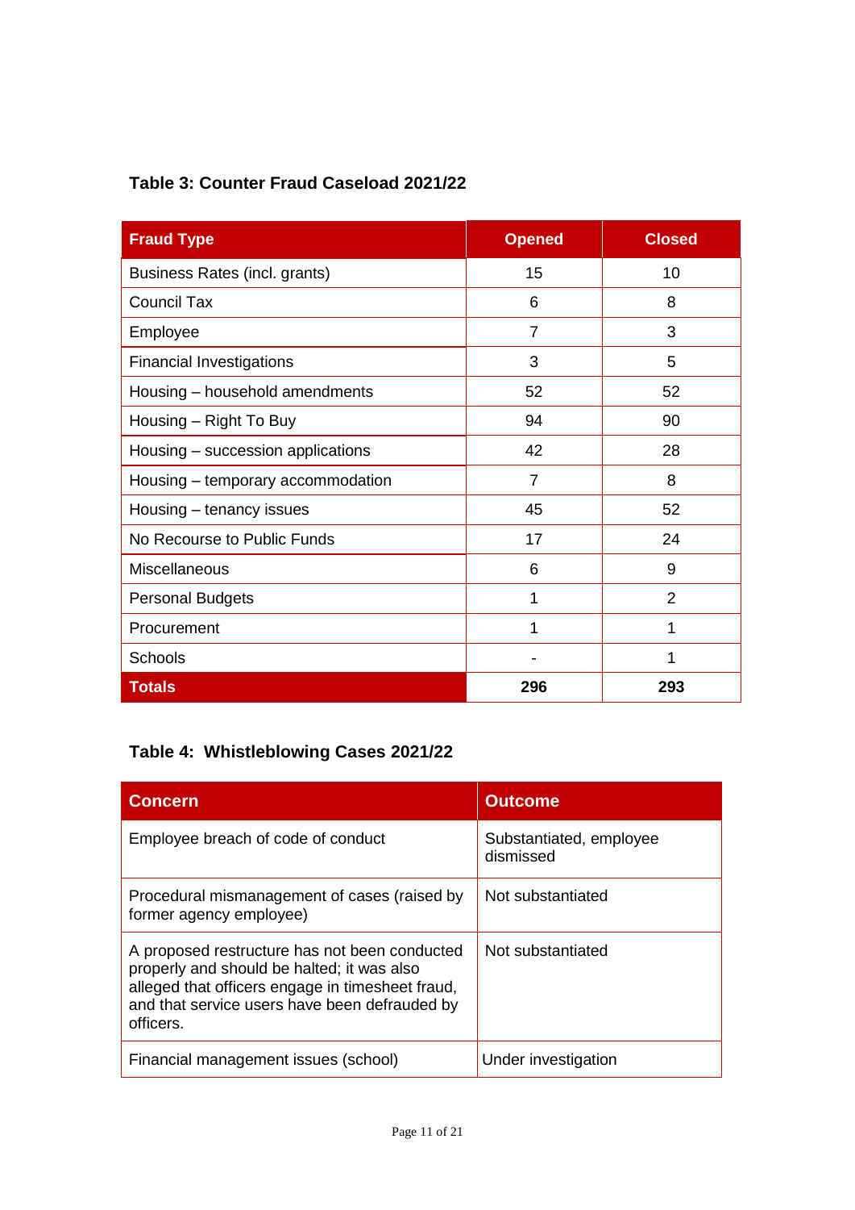**Table 3: Counter Fraud Caseload 2021/22**

| Fraud Type | Opened | Closed |
|---|---|---|
| Business Rates (incl. grants) | 15 | 10 |
| Council Tax | 6 | 8 |
| Employee | 7 | 3 |
| Financial Investigations | 3 | 5 |
| Housing – household amendments | 52 | 52 |
| Housing – Right To Buy | 94 | 90 |
| Housing – succession applications | 42 | 28 |
| Housing – temporary accommodation | 7 | 8 |
| Housing – tenancy issues | 45 | 52 |
| No Recourse to Public Funds | 17 | 24 |
| Miscellaneous | 6 | 9 |
| Personal Budgets | 1 | 2 |
| Procurement | 1 | 1 |
| Schools | - | 1 |
| **Totals** | **296** | **293** |

**Table 4: Whistleblowing Cases 2021/22**

| Concern | Outcome |
|---|---|
| Employee breach of code of conduct | Substantiated, employee dismissed |
| Procedural mismanagement of cases (raised by former agency employee) | Not substantiated |
| A proposed restructure has not been conducted properly and should be halted; it was also alleged that officers engage in timesheet fraud, and that service users have been defrauded by officers. | Not substantiated |
| Financial management issues (school) | Under investigation |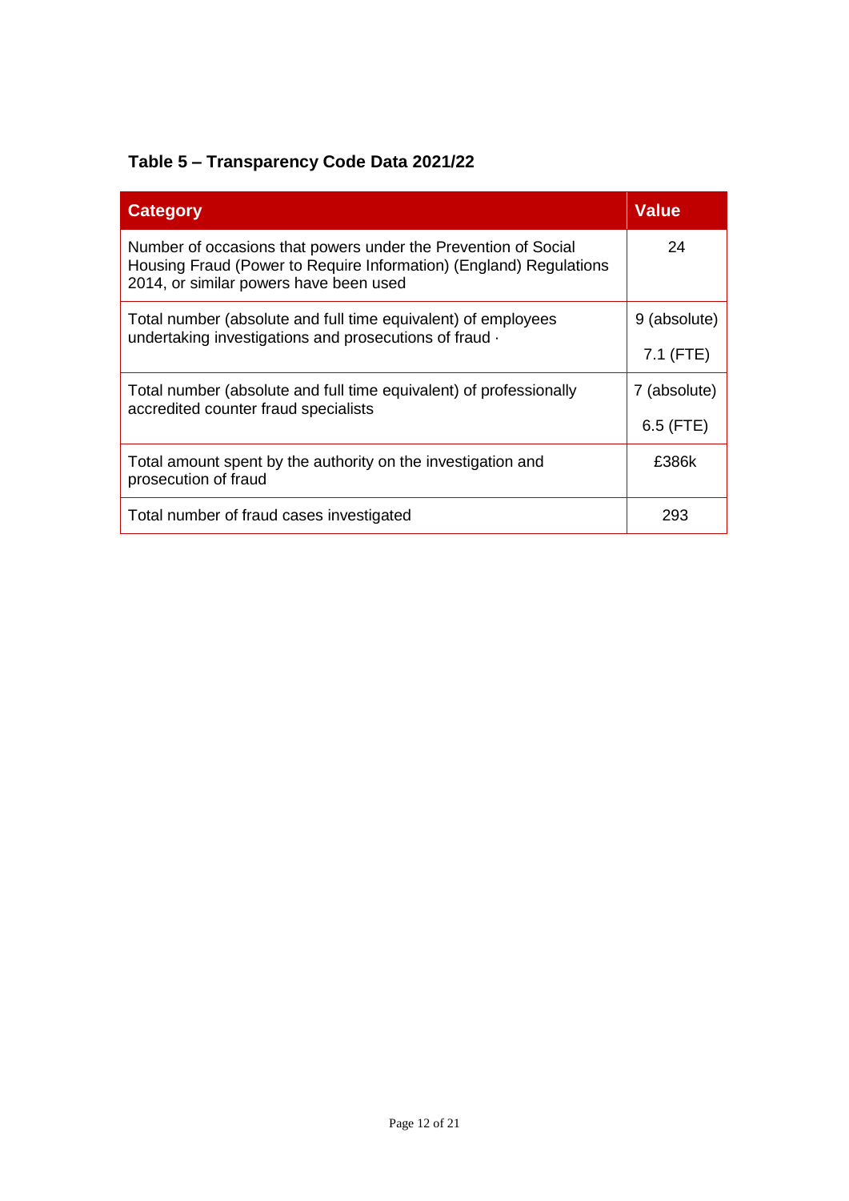### Table 5 – Transparency Code Data 2021/22

| Category | Value |
| --- | --- |
| Number of occasions that powers under the Prevention of Social Housing Fraud (Power to Require Information) (England) Regulations 2014, or similar powers have been used | 24 |
| Total number (absolute and full time equivalent) of employees undertaking investigations and prosecutions of fraud · | 9 (absolute)<br>7.1 (FTE) |
| Total number (absolute and full time equivalent) of professionally accredited counter fraud specialists | 7 (absolute)<br>6.5 (FTE) |
| Total amount spent by the authority on the investigation and prosecution of fraud | £386k |
| Total number of fraud cases investigated | 293 |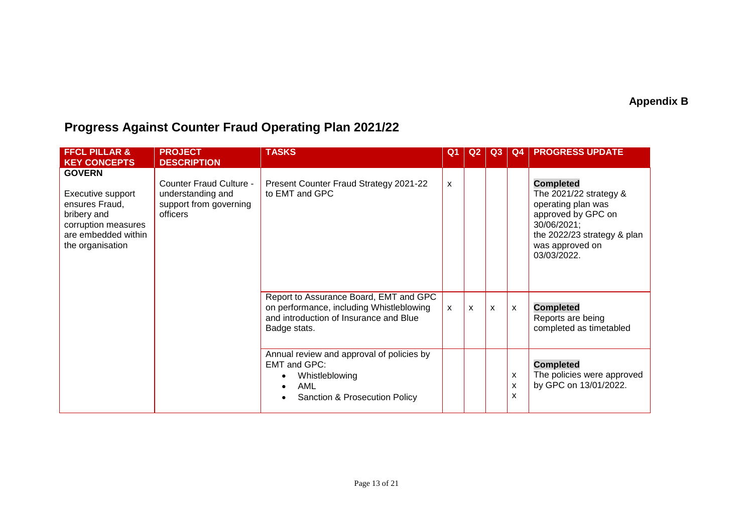**Appendix B**

## Progress Against Counter Fraud Operating Plan 2021/22

| FFCL PILLAR & KEY CONCEPTS | PROJECT DESCRIPTION | TASKS | Q1 | Q2 | Q3 | Q4 | PROGRESS UPDATE |
|---|---|---|---|---|---|---|---|
| **GOVERN**<br><br>Executive support ensures Fraud, bribery and corruption measures are embedded within the organisation | Counter Fraud Culture - understanding and support from governing officers | Present Counter Fraud Strategy 2021-22 to EMT and GPC | x | | | | **Completed**<br>The 2021/22 strategy & operating plan was approved by GPC on 30/06/2021;<br>the 2022/23 strategy & plan was approved on 03/03/2022. |
| | | Report to Assurance Board, EMT and GPC on performance, including Whistleblowing and introduction of Insurance and Blue Badge stats. | x | x | x | x | **Completed**<br>Reports are being completed as timetabled |
| | | Annual review and approval of policies by EMT and GPC:<br>• Whistleblowing<br>• AML<br>• Sanction & Prosecution Policy | | | | x<br>x<br>x | **Completed**<br>The policies were approved by GPC on 13/01/2022. |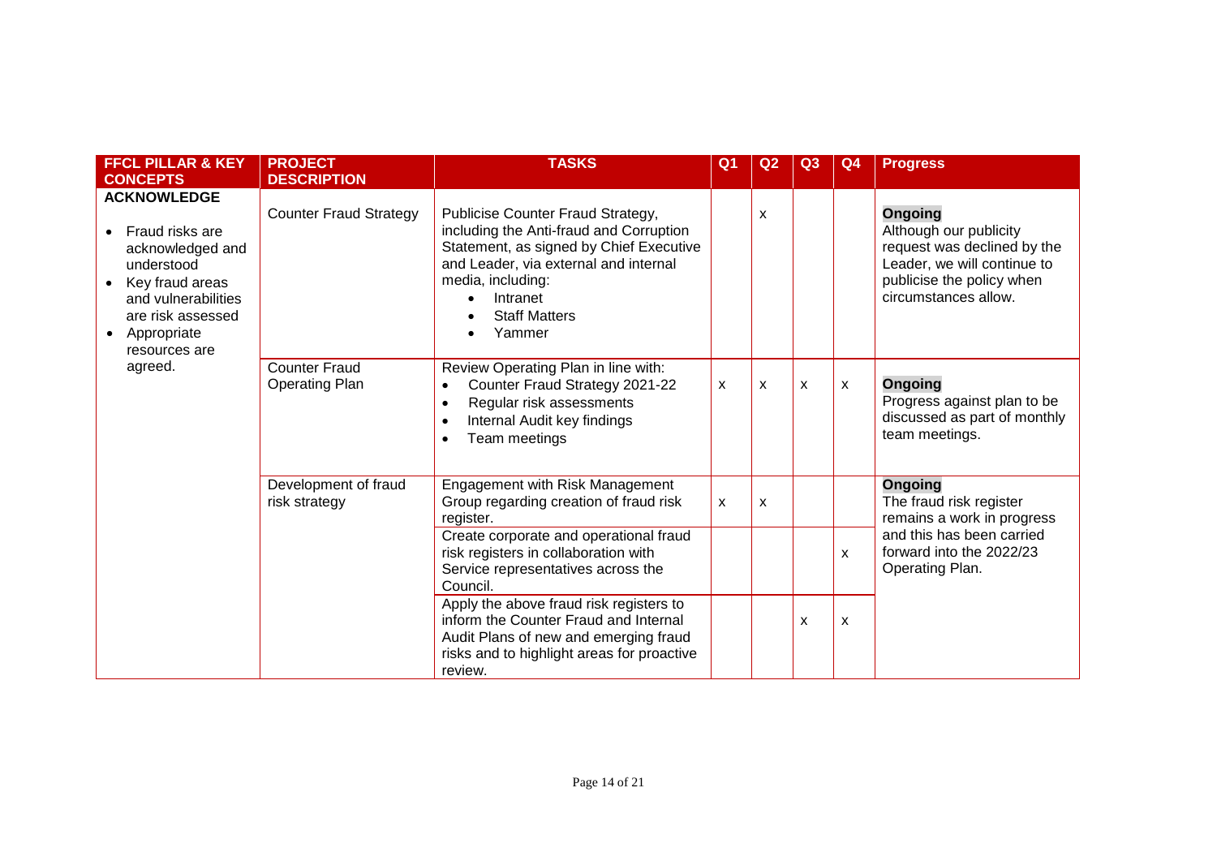| FFCL PILLAR & KEY CONCEPTS | PROJECT DESCRIPTION | TASKS | Q1 | Q2 | Q3 | Q4 | Progress |
|---|---|---|---|---|---|---|---|
| **ACKNOWLEDGE**<br><br>• Fraud risks are acknowledged and understood<br>• Key fraud areas and vulnerabilities are risk assessed<br>• Appropriate resources are agreed. | Counter Fraud Strategy | Publicise Counter Fraud Strategy, including the Anti-fraud and Corruption Statement, as signed by Chief Executive and Leader, via external and internal media, including:<br>• Intranet<br>• Staff Matters<br>• Yammer | | x | | | **Ongoing**<br>Although our publicity request was declined by the Leader, we will continue to publicise the policy when circumstances allow. |
| | Counter Fraud Operating Plan | Review Operating Plan in line with:<br>• Counter Fraud Strategy 2021-22<br>• Regular risk assessments<br>• Internal Audit key findings<br>• Team meetings | x | x | x | x | **Ongoing**<br>Progress against plan to be discussed as part of monthly team meetings. |
| | Development of fraud risk strategy | Engagement with Risk Management Group regarding creation of fraud risk register. | x | x | | | **Ongoing**<br>The fraud risk register remains a work in progress and this has been carried forward into the 2022/23 Operating Plan. |
| | | Create corporate and operational fraud risk registers in collaboration with Service representatives across the Council. | | | | x | |
| | | Apply the above fraud risk registers to inform the Counter Fraud and Internal Audit Plans of new and emerging fraud risks and to highlight areas for proactive review. | | | x | x | |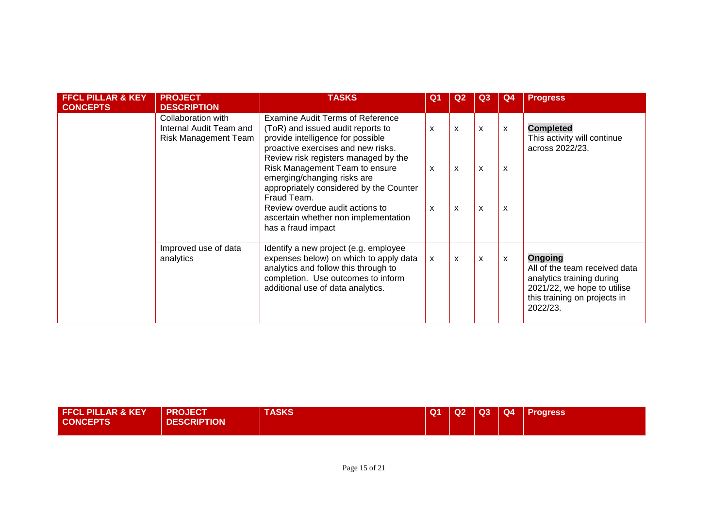| FFCL PILLAR & KEY CONCEPTS | PROJECT DESCRIPTION | TASKS | Q1 | Q2 | Q3 | Q4 | Progress |
|---|---|---|---|---|---|---|---|
| | Collaboration with Internal Audit Team and Risk Management Team | Examine Audit Terms of Reference (ToR) and issued audit reports to provide intelligence for possible proactive exercises and new risks.<br>Review risk registers managed by the Risk Management Team to ensure emerging/changing risks are appropriately considered by the Counter Fraud Team.<br>Review overdue audit actions to ascertain whether non implementation has a fraud impact | x<br>x<br>x | x<br>x<br>x | x<br>x<br>x | x<br>x<br>x | **Completed**<br>This activity will continue across 2022/23. |
| | Improved use of data analytics | Identify a new project (e.g. employee expenses below) on which to apply data analytics and follow this through to completion. Use outcomes to inform additional use of data analytics. | x | x | x | x | **Ongoing**<br>All of the team received data analytics training during 2021/22, we hope to utilise this training on projects in 2022/23. |

| FFCL PILLAR & KEY CONCEPTS | PROJECT DESCRIPTION | TASKS | Q1 | Q2 | Q3 | Q4 | Progress |
|---|---|---|---|---|---|---|---|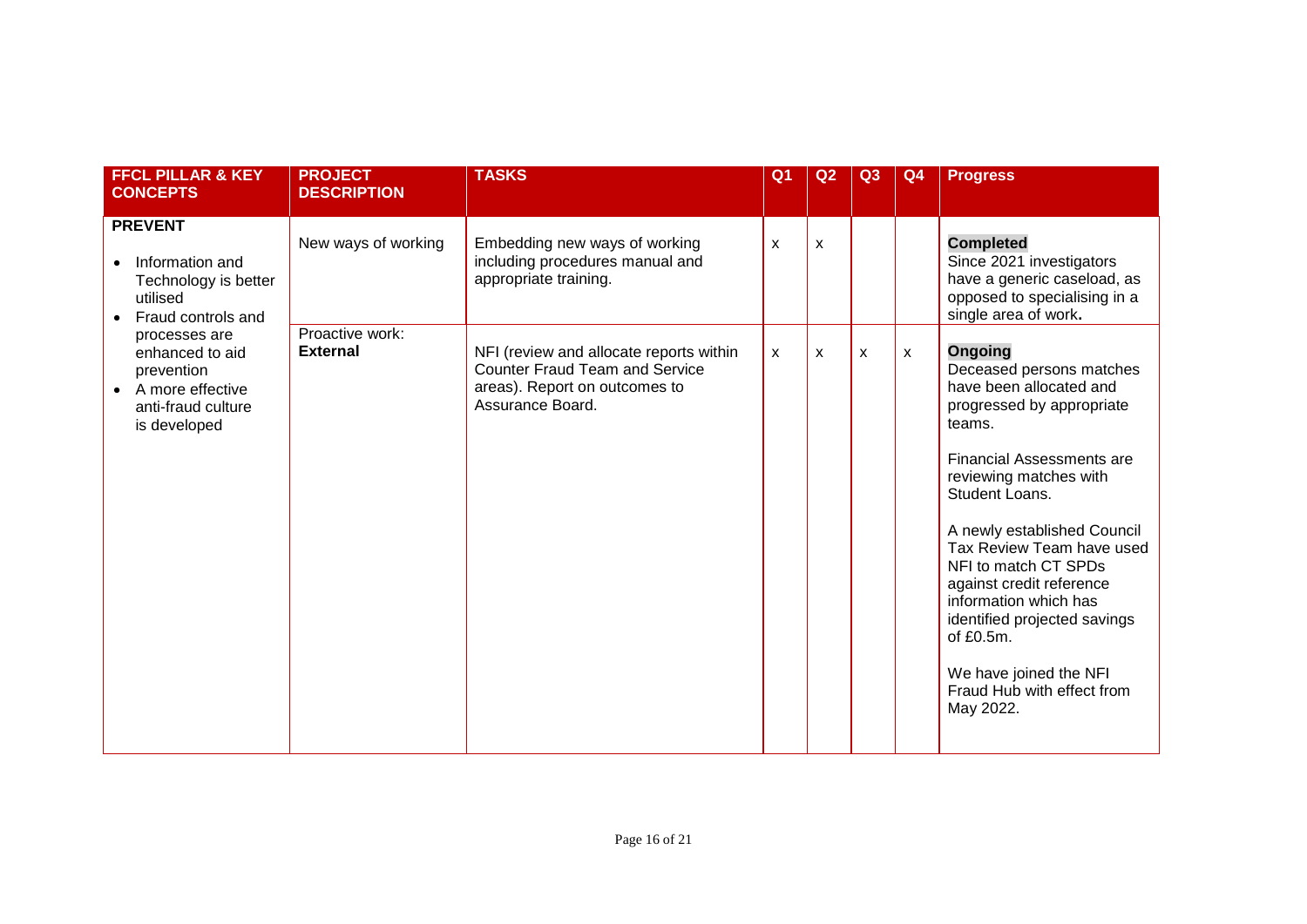| FFCL PILLAR & KEY CONCEPTS | PROJECT DESCRIPTION | TASKS | Q1 | Q2 | Q3 | Q4 | Progress |
|---|---|---|---|---|---|---|---|
| **PREVENT**<br><br>• Information and Technology is better utilised<br>• Fraud controls and processes are enhanced to aid prevention<br>• A more effective anti-fraud culture is developed | New ways of working | Embedding new ways of working including procedures manual and appropriate training. | x | x | | | **Completed**<br>Since 2021 investigators have a generic caseload, as opposed to specialising in a single area of work**.** |
| | Proactive work: **External** | NFI (review and allocate reports within Counter Fraud Team and Service areas). Report on outcomes to Assurance Board. | x | x | x | x | **Ongoing**<br>Deceased persons matches have been allocated and progressed by appropriate teams.<br><br>Financial Assessments are reviewing matches with Student Loans.<br><br>A newly established Council Tax Review Team have used NFI to match CT SPDs against credit reference information which has identified projected savings of £0.5m.<br><br>We have joined the NFI Fraud Hub with effect from May 2022. |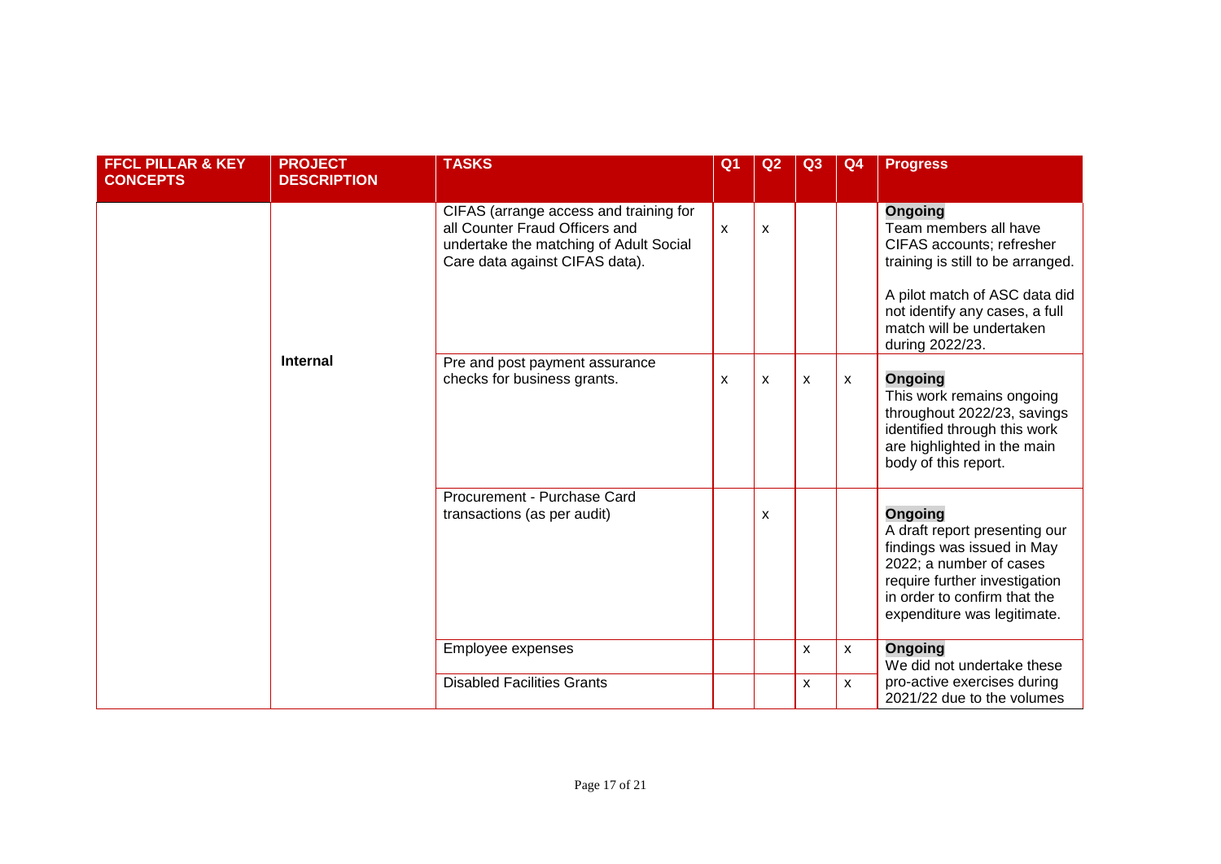| FFCL PILLAR & KEY CONCEPTS | PROJECT DESCRIPTION | TASKS | Q1 | Q2 | Q3 | Q4 | Progress |
|---|---|---|---|---|---|---|---|
| | **Internal** | CIFAS (arrange access and training for all Counter Fraud Officers and undertake the matching of Adult Social Care data against CIFAS data). | x | x | | | **Ongoing** Team members all have CIFAS accounts; refresher training is still to be arranged. A pilot match of ASC data did not identify any cases, a full match will be undertaken during 2022/23. |
| | | Pre and post payment assurance checks for business grants. | x | x | x | x | **Ongoing** This work remains ongoing throughout 2022/23, savings identified through this work are highlighted in the main body of this report. |
| | | Procurement - Purchase Card transactions (as per audit) | | x | | | **Ongoing** A draft report presenting our findings was issued in May 2022; a number of cases require further investigation in order to confirm that the expenditure was legitimate. |
| | | Employee expenses | | | x | x | **Ongoing** We did not undertake these pro-active exercises during 2021/22 due to the volumes |
| | | Disabled Facilities Grants | | | x | x | |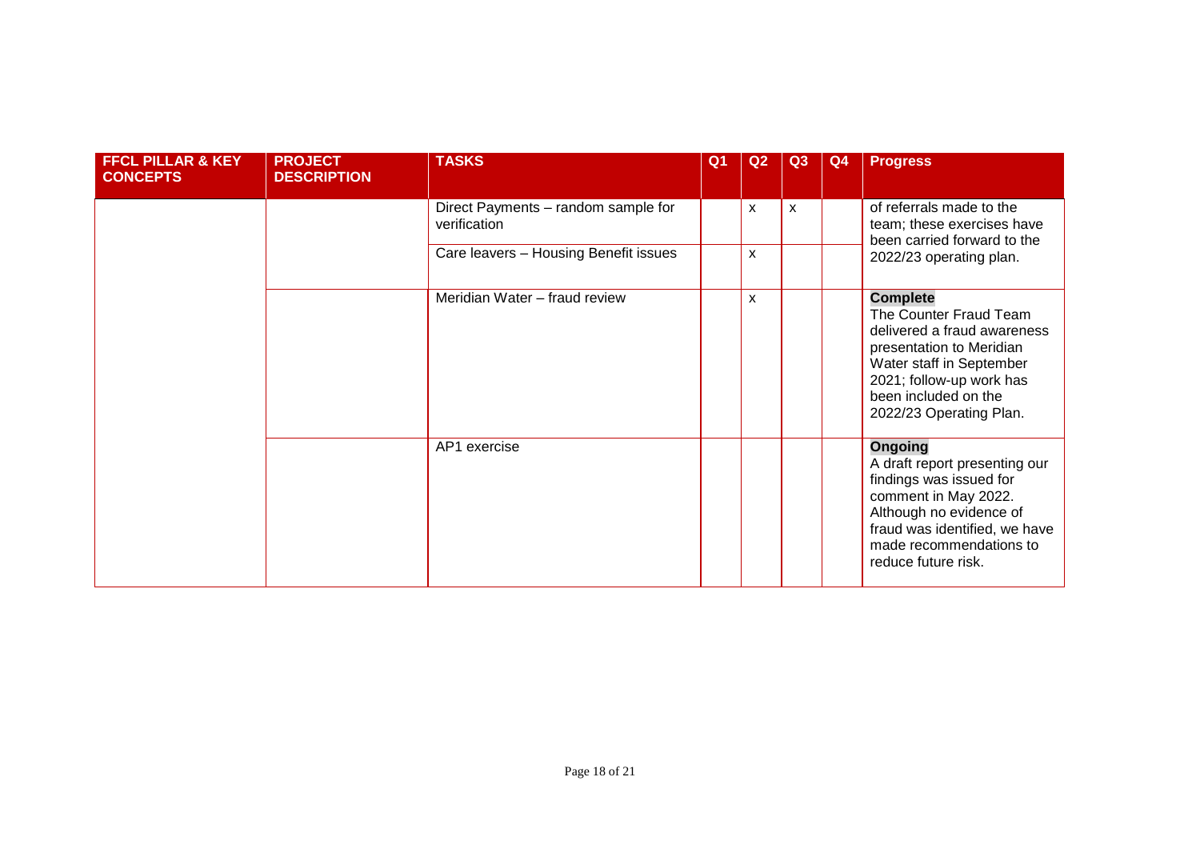| FFCL PILLAR & KEY CONCEPTS | PROJECT DESCRIPTION | TASKS | Q1 | Q2 | Q3 | Q4 | Progress |
| --- | --- | --- | --- | --- | --- | --- | --- |
| | | Direct Payments – random sample for verification | | x | x | | of referrals made to the team; these exercises have been carried forward to the 2022/23 operating plan. |
| | | Care leavers – Housing Benefit issues | | x | | | |
| | | Meridian Water – fraud review | | x | | | **Complete** The Counter Fraud Team delivered a fraud awareness presentation to Meridian Water staff in September 2021; follow-up work has been included on the 2022/23 Operating Plan. |
| | | AP1 exercise | | | | | **Ongoing** A draft report presenting our findings was issued for comment in May 2022. Although no evidence of fraud was identified, we have made recommendations to reduce future risk. |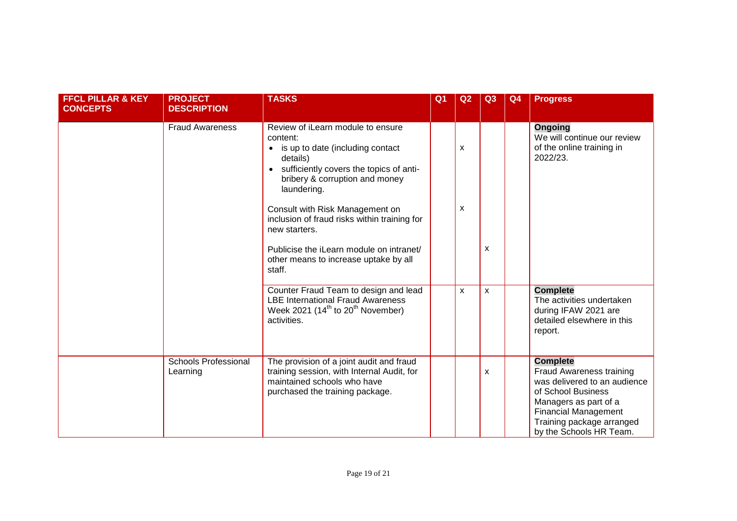| FFCL PILLAR & KEY CONCEPTS | PROJECT DESCRIPTION | TASKS | Q1 | Q2 | Q3 | Q4 | Progress |
|---|---|---|---|---|---|---|---|
| | Fraud Awareness | Review of iLearn module to ensure content:<br>• is up to date (including contact details)<br>• sufficiently covers the topics of anti-bribery & corruption and money laundering. | | x | | | **Ongoing**<br>We will continue our review of the online training in 2022/23. |
| | | Consult with Risk Management on inclusion of fraud risks within training for new starters. | | x | | | |
| | | Publicise the iLearn module on intranet/ other means to increase uptake by all staff. | | | x | | |
| | | Counter Fraud Team to design and lead LBE International Fraud Awareness Week 2021 (14th to 20th November) activities. | | x | x | | **Complete**<br>The activities undertaken during IFAW 2021 are detailed elsewhere in this report. |
| | Schools Professional Learning | The provision of a joint audit and fraud training session, with Internal Audit, for maintained schools who have purchased the training package. | | | x | | **Complete**<br>Fraud Awareness training was delivered to an audience of School Business Managers as part of a Financial Management Training package arranged by the Schools HR Team. |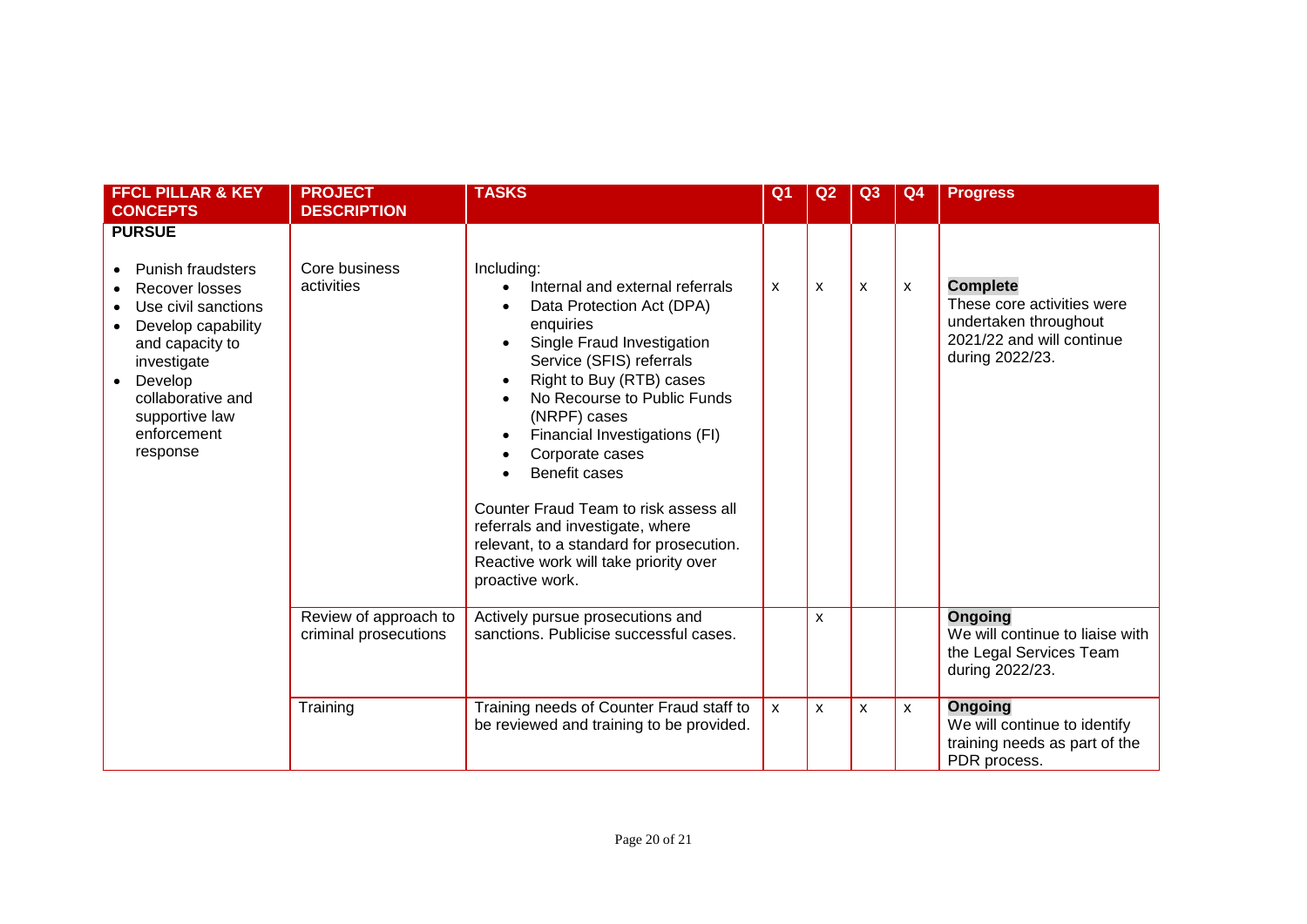| FFCL PILLAR & KEY CONCEPTS | PROJECT DESCRIPTION | TASKS | Q1 | Q2 | Q3 | Q4 | Progress |
|---|---|---|---|---|---|---|---|
| **PURSUE**<br><br>• Punish fraudsters<br>• Recover losses<br>• Use civil sanctions<br>• Develop capability and capacity to investigate<br>• Develop collaborative and supportive law enforcement response | Core business activities | Including:<br>• Internal and external referrals<br>• Data Protection Act (DPA) enquiries<br>• Single Fraud Investigation Service (SFIS) referrals<br>• Right to Buy (RTB) cases<br>• No Recourse to Public Funds (NRPF) cases<br>• Financial Investigations (FI)<br>• Corporate cases<br>• Benefit cases<br><br>Counter Fraud Team to risk assess all referrals and investigate, where relevant, to a standard for prosecution. Reactive work will take priority over proactive work. | x | x | x | x | **Complete**<br>These core activities were undertaken throughout 2021/22 and will continue during 2022/23. |
| | Review of approach to criminal prosecutions | Actively pursue prosecutions and sanctions. Publicise successful cases. | | x | | | **Ongoing**<br>We will continue to liaise with the Legal Services Team during 2022/23. |
| | Training | Training needs of Counter Fraud staff to be reviewed and training to be provided. | x | x | x | x | **Ongoing**<br>We will continue to identify training needs as part of the PDR process. |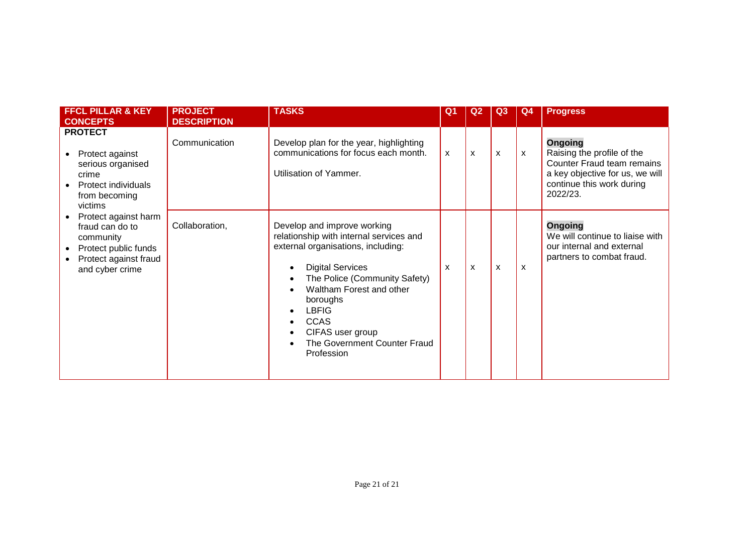| FFCL PILLAR & KEY CONCEPTS | PROJECT DESCRIPTION | TASKS | Q1 | Q2 | Q3 | Q4 | Progress |
|---|---|---|---|---|---|---|---|
| **PROTECT**<br><br>• Protect against serious organised crime<br>• Protect individuals from becoming victims<br>• Protect against harm fraud can do to community<br>• Protect public funds<br>• Protect against fraud and cyber crime | Communication | Develop plan for the year, highlighting communications for focus each month.<br><br>Utilisation of Yammer. | x | x | x | x | **Ongoing**<br>Raising the profile of the Counter Fraud team remains a key objective for us, we will continue this work during 2022/23. |
| | Collaboration, | Develop and improve working relationship with internal services and external organisations, including:<br><br>• Digital Services<br>• The Police (Community Safety)<br>• Waltham Forest and other boroughs<br>• LBFIG<br>• CCAS<br>• CIFAS user group<br>• The Government Counter Fraud Profession | x | x | x | x | **Ongoing**<br>We will continue to liaise with our internal and external partners to combat fraud. |